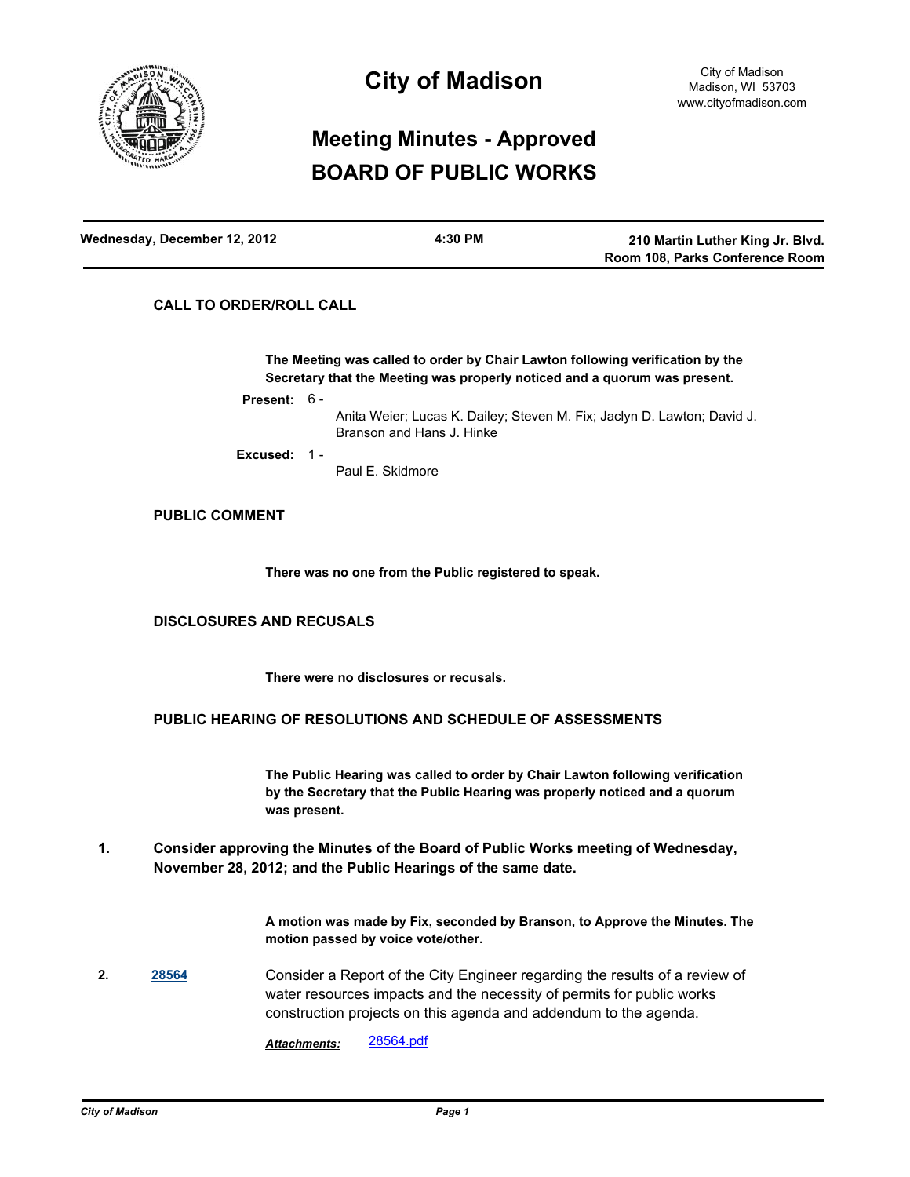# City of Madison

City of Madison
Madison, WI 53703
www.cityofmadison.com

## Meeting Minutes - Approved
## BOARD OF PUBLIC WORKS

| Wednesday, December 12, 2012 | 4:30 PM | 210 Martin Luther King Jr. Blvd. Room 108, Parks Conference Room |
|---|---|---|

### CALL TO ORDER/ROLL CALL

**The Meeting was called to order by Chair Lawton following verification by the Secretary that the Meeting was properly noticed and a quorum was present.**

**Present:** 6 - Anita Weier; Lucas K. Dailey; Steven M. Fix; Jaclyn D. Lawton; David J. Branson and Hans J. Hinke

**Excused:** 1 - Paul E. Skidmore

### PUBLIC COMMENT

**There was no one from the Public registered to speak.**

### DISCLOSURES AND RECUSALS

**There were no disclosures or recusals.**

### PUBLIC HEARING OF RESOLUTIONS AND SCHEDULE OF ASSESSMENTS

**The Public Hearing was called to order by Chair Lawton following verification by the Secretary that the Public Hearing was properly noticed and a quorum was present.**

**1. Consider approving the Minutes of the Board of Public Works meeting of Wednesday, November 28, 2012; and the Public Hearings of the same date.**

**A motion was made by Fix, seconded by Branson, to Approve the Minutes. The motion passed by voice vote/other.**

**2. 28564** Consider a Report of the City Engineer regarding the results of a review of water resources impacts and the necessity of permits for public works construction projects on this agenda and addendum to the agenda.

***Attachments:*** 28564.pdf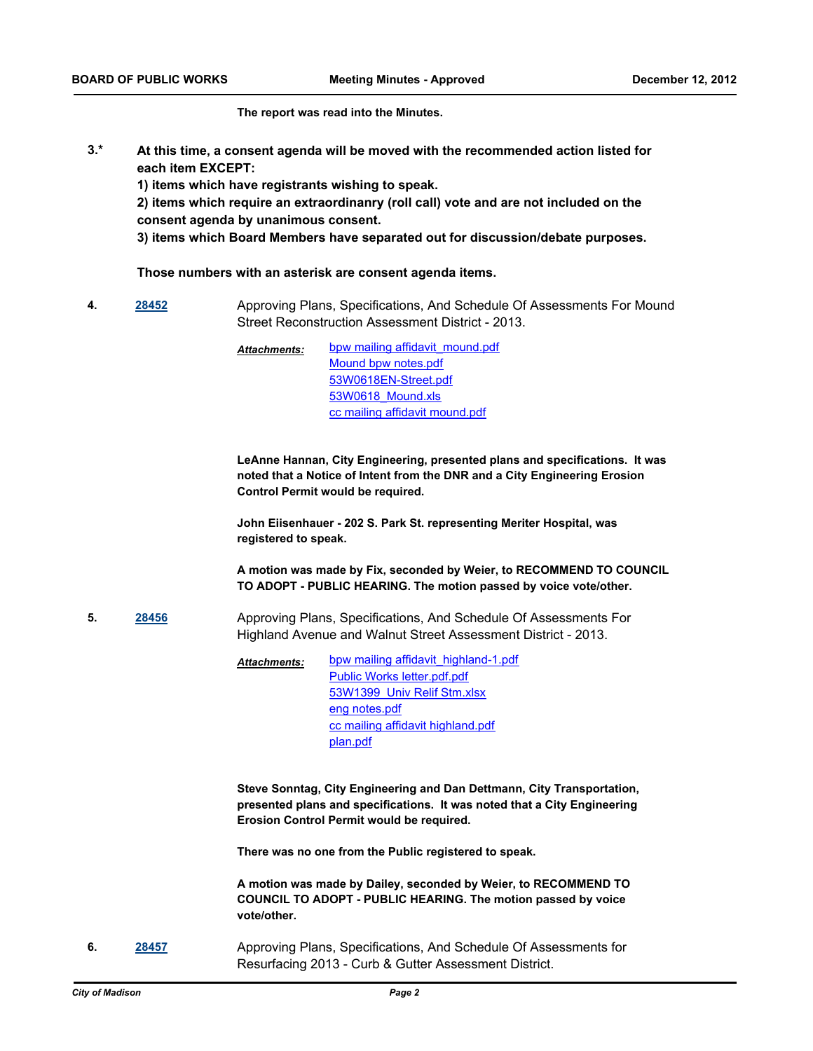**The report was read into the Minutes.**

**3.*** **At this time, a consent agenda will be moved with the recommended action listed for each item EXCEPT:**
**1) items which have registrants wishing to speak.**
**2) items which require an extraordinanry (roll call) vote and are not included on the consent agenda by unanimous consent.**
**3) items which Board Members have separated out for discussion/debate purposes.**

**Those numbers with an asterisk are consent agenda items.**

**4.** [28452] Approving Plans, Specifications, And Schedule Of Assessments For Mound Street Reconstruction Assessment District - 2013.

*Attachments:* bpw mailing affidavit_mound.pdf
Mound bpw notes.pdf
53W0618EN-Street.pdf
53W0618_Mound.xls
cc mailing affidavit mound.pdf

**LeAnne Hannan, City Engineering, presented plans and specifications. It was noted that a Notice of Intent from the DNR and a City Engineering Erosion Control Permit would be required.**

**John Eiisenhauer - 202 S. Park St. representing Meriter Hospital, was registered to speak.**

**A motion was made by Fix, seconded by Weier, to RECOMMEND TO COUNCIL TO ADOPT - PUBLIC HEARING. The motion passed by voice vote/other.**

**5.** [28456] Approving Plans, Specifications, And Schedule Of Assessments For Highland Avenue and Walnut Street Assessment District - 2013.

*Attachments:* bpw mailing affidavit_highland-1.pdf
Public Works letter.pdf.pdf
53W1399_Univ Relif Stm.xlsx
eng notes.pdf
cc mailing affidavit highland.pdf
plan.pdf

**Steve Sonntag, City Engineering and Dan Dettmann, City Transportation, presented plans and specifications. It was noted that a City Engineering Erosion Control Permit would be required.**

**There was no one from the Public registered to speak.**

**A motion was made by Dailey, seconded by Weier, to RECOMMEND TO COUNCIL TO ADOPT - PUBLIC HEARING. The motion passed by voice vote/other.**

**6.** [28457] Approving Plans, Specifications, And Schedule Of Assessments for Resurfacing 2013 - Curb & Gutter Assessment District.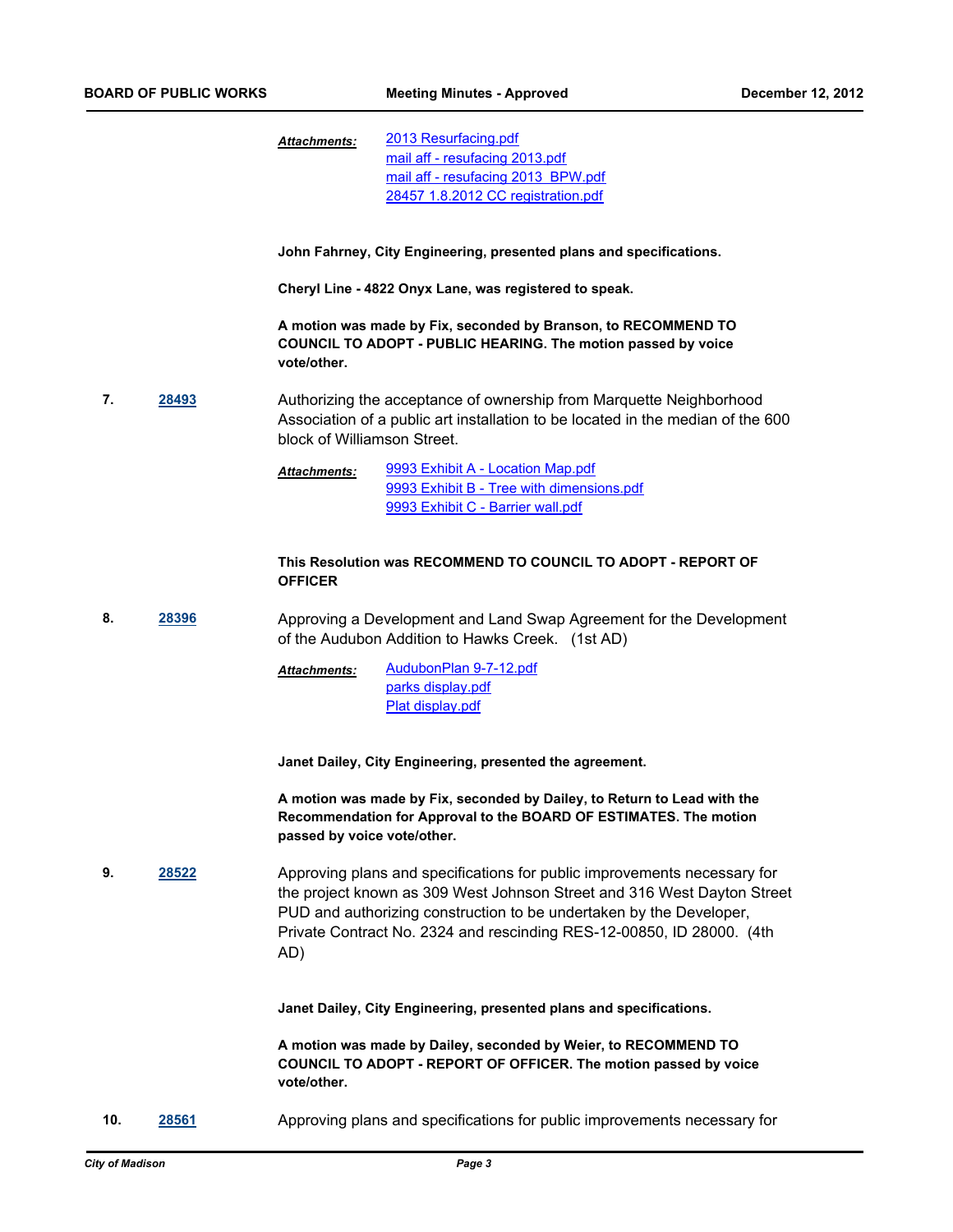***Attachments:*** 2013 Resurfacing.pdf
mail aff - resufacing 2013.pdf
mail aff - resufacing 2013_BPW.pdf
28457 1.8.2012 CC registration.pdf

**John Fahrney, City Engineering, presented plans and specifications.**

**Cheryl Line - 4822 Onyx Lane, was registered to speak.**

**A motion was made by Fix, seconded by Branson, to RECOMMEND TO COUNCIL TO ADOPT - PUBLIC HEARING. The motion passed by voice vote/other.**

**7. 28493** Authorizing the acceptance of ownership from Marquette Neighborhood Association of a public art installation to be located in the median of the 600 block of Williamson Street.

***Attachments:*** 9993 Exhibit A - Location Map.pdf
9993 Exhibit B - Tree with dimensions.pdf
9993 Exhibit C - Barrier wall.pdf

**This Resolution was RECOMMEND TO COUNCIL TO ADOPT - REPORT OF OFFICER**

**8. 28396** Approving a Development and Land Swap Agreement for the Development of the Audubon Addition to Hawks Creek. (1st AD)

***Attachments:*** AudubonPlan 9-7-12.pdf
parks display.pdf
Plat display.pdf

**Janet Dailey, City Engineering, presented the agreement.**

**A motion was made by Fix, seconded by Dailey, to Return to Lead with the Recommendation for Approval to the BOARD OF ESTIMATES. The motion passed by voice vote/other.**

**9. 28522** Approving plans and specifications for public improvements necessary for the project known as 309 West Johnson Street and 316 West Dayton Street PUD and authorizing construction to be undertaken by the Developer, Private Contract No. 2324 and rescinding RES-12-00850, ID 28000. (4th AD)

**Janet Dailey, City Engineering, presented plans and specifications.**

**A motion was made by Dailey, seconded by Weier, to RECOMMEND TO COUNCIL TO ADOPT - REPORT OF OFFICER. The motion passed by voice vote/other.**

**10. 28561** Approving plans and specifications for public improvements necessary for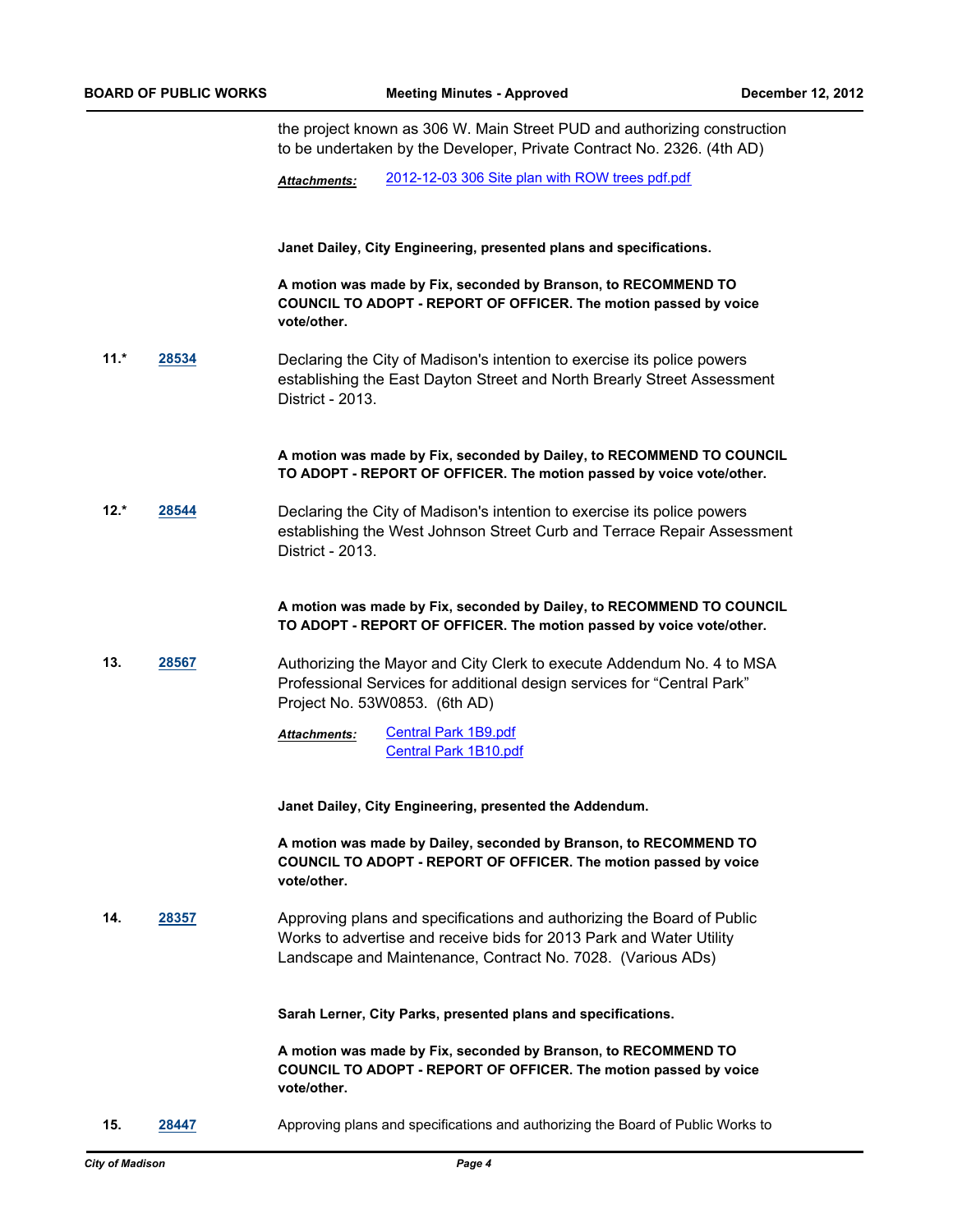the project known as 306 W. Main Street PUD and authorizing construction to be undertaken by the Developer, Private Contract No. 2326. (4th AD)

***Attachments:*** 2012-12-03 306 Site plan with ROW trees pdf.pdf

**Janet Dailey, City Engineering, presented plans and specifications.**

**A motion was made by Fix, seconded by Branson, to RECOMMEND TO COUNCIL TO ADOPT - REPORT OF OFFICER. The motion passed by voice vote/other.**

**11.*** **28534** Declaring the City of Madison's intention to exercise its police powers establishing the East Dayton Street and North Brearly Street Assessment District - 2013.

**A motion was made by Fix, seconded by Dailey, to RECOMMEND TO COUNCIL TO ADOPT - REPORT OF OFFICER. The motion passed by voice vote/other.**

**12.*** **28544** Declaring the City of Madison's intention to exercise its police powers establishing the West Johnson Street Curb and Terrace Repair Assessment District - 2013.

**A motion was made by Fix, seconded by Dailey, to RECOMMEND TO COUNCIL TO ADOPT - REPORT OF OFFICER. The motion passed by voice vote/other.**

**13.** **28567** Authorizing the Mayor and City Clerk to execute Addendum No. 4 to MSA Professional Services for additional design services for "Central Park" Project No. 53W0853. (6th AD)

***Attachments:*** Central Park 1B9.pdf
Central Park 1B10.pdf

**Janet Dailey, City Engineering, presented the Addendum.**

**A motion was made by Dailey, seconded by Branson, to RECOMMEND TO COUNCIL TO ADOPT - REPORT OF OFFICER. The motion passed by voice vote/other.**

**14.** **28357** Approving plans and specifications and authorizing the Board of Public Works to advertise and receive bids for 2013 Park and Water Utility Landscape and Maintenance, Contract No. 7028. (Various ADs)

**Sarah Lerner, City Parks, presented plans and specifications.**

**A motion was made by Fix, seconded by Branson, to RECOMMEND TO COUNCIL TO ADOPT - REPORT OF OFFICER. The motion passed by voice vote/other.**

**15.** **28447** Approving plans and specifications and authorizing the Board of Public Works to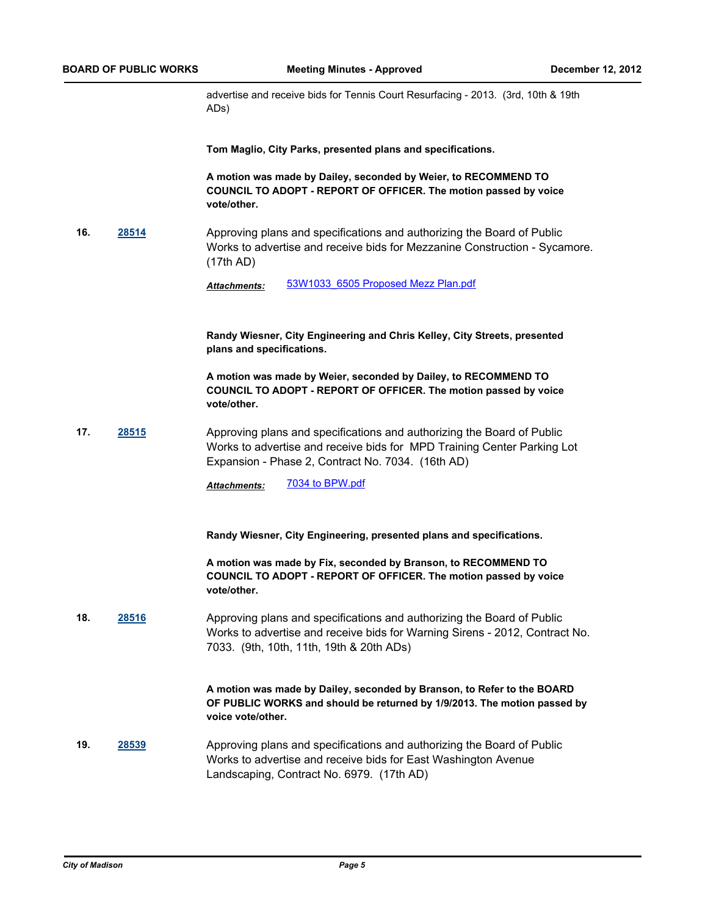advertise and receive bids for Tennis Court Resurfacing - 2013. (3rd, 10th & 19th ADs)

**Tom Maglio, City Parks, presented plans and specifications.**

**A motion was made by Dailey, seconded by Weier, to RECOMMEND TO COUNCIL TO ADOPT - REPORT OF OFFICER. The motion passed by voice vote/other.**

**16.** **28514** Approving plans and specifications and authorizing the Board of Public Works to advertise and receive bids for Mezzanine Construction - Sycamore. (17th AD)

***Attachments:*** 53W1033_6505 Proposed Mezz Plan.pdf

**Randy Wiesner, City Engineering and Chris Kelley, City Streets, presented plans and specifications.**

**A motion was made by Weier, seconded by Dailey, to RECOMMEND TO COUNCIL TO ADOPT - REPORT OF OFFICER. The motion passed by voice vote/other.**

**17.** **28515** Approving plans and specifications and authorizing the Board of Public Works to advertise and receive bids for MPD Training Center Parking Lot Expansion - Phase 2, Contract No. 7034. (16th AD)

***Attachments:*** 7034 to BPW.pdf

**Randy Wiesner, City Engineering, presented plans and specifications.**

**A motion was made by Fix, seconded by Branson, to RECOMMEND TO COUNCIL TO ADOPT - REPORT OF OFFICER. The motion passed by voice vote/other.**

**18.** **28516** Approving plans and specifications and authorizing the Board of Public Works to advertise and receive bids for Warning Sirens - 2012, Contract No. 7033. (9th, 10th, 11th, 19th & 20th ADs)

**A motion was made by Dailey, seconded by Branson, to Refer to the BOARD OF PUBLIC WORKS and should be returned by 1/9/2013. The motion passed by voice vote/other.**

**19.** **28539** Approving plans and specifications and authorizing the Board of Public Works to advertise and receive bids for East Washington Avenue Landscaping, Contract No. 6979. (17th AD)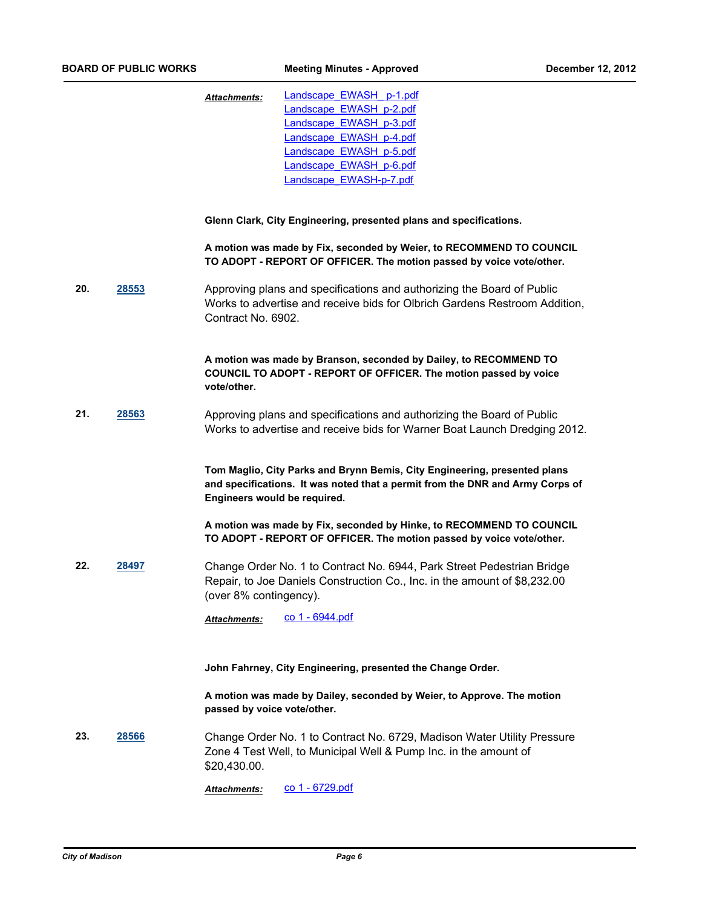***Attachments:*** Landscape_EWASH _p-1.pdf
Landscape_EWASH_p-2.pdf
Landscape_EWASH_p-3.pdf
Landscape_EWASH_p-4.pdf
Landscape_EWASH_p-5.pdf
Landscape_EWASH_p-6.pdf
Landscape_EWASH-p-7.pdf

**Glenn Clark, City Engineering, presented plans and specifications.**

**A motion was made by Fix, seconded by Weier, to RECOMMEND TO COUNCIL TO ADOPT - REPORT OF OFFICER. The motion passed by voice vote/other.**

**20.** **28553** Approving plans and specifications and authorizing the Board of Public Works to advertise and receive bids for Olbrich Gardens Restroom Addition, Contract No. 6902.

**A motion was made by Branson, seconded by Dailey, to RECOMMEND TO COUNCIL TO ADOPT - REPORT OF OFFICER. The motion passed by voice vote/other.**

**21.** **28563** Approving plans and specifications and authorizing the Board of Public Works to advertise and receive bids for Warner Boat Launch Dredging 2012.

**Tom Maglio, City Parks and Brynn Bemis, City Engineering, presented plans and specifications. It was noted that a permit from the DNR and Army Corps of Engineers would be required.**

**A motion was made by Fix, seconded by Hinke, to RECOMMEND TO COUNCIL TO ADOPT - REPORT OF OFFICER. The motion passed by voice vote/other.**

**22.** **28497** Change Order No. 1 to Contract No. 6944, Park Street Pedestrian Bridge Repair, to Joe Daniels Construction Co., Inc. in the amount of $8,232.00 (over 8% contingency).

***Attachments:*** co 1 - 6944.pdf

**John Fahrney, City Engineering, presented the Change Order.**

**A motion was made by Dailey, seconded by Weier, to Approve. The motion passed by voice vote/other.**

**23.** **28566** Change Order No. 1 to Contract No. 6729, Madison Water Utility Pressure Zone 4 Test Well, to Municipal Well & Pump Inc. in the amount of $20,430.00.

***Attachments:*** co 1 - 6729.pdf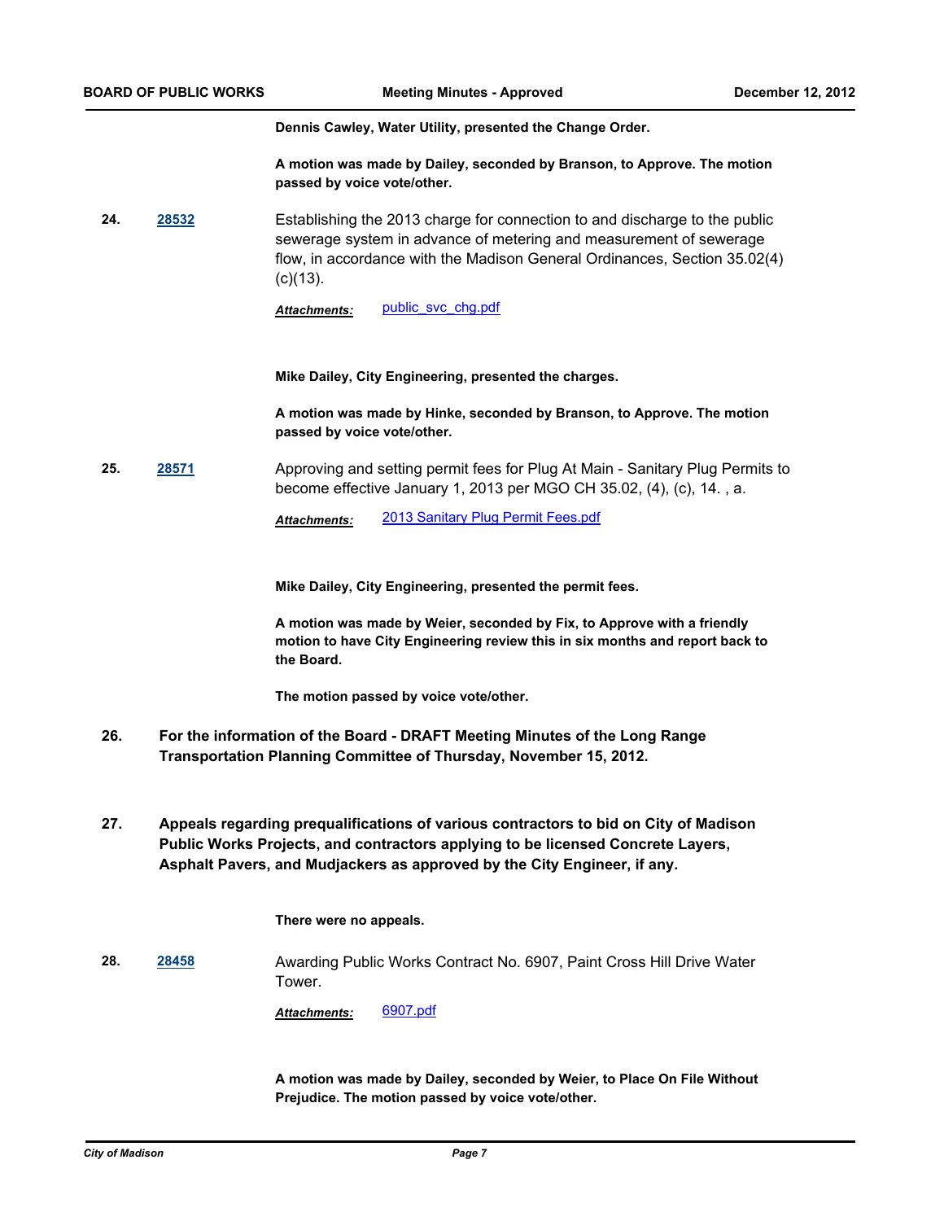**Dennis Cawley, Water Utility, presented the Change Order.**

**A motion was made by Dailey, seconded by Branson, to Approve. The motion passed by voice vote/other.**

**24.** **28532** Establishing the 2013 charge for connection to and discharge to the public sewerage system in advance of metering and measurement of sewerage flow, in accordance with the Madison General Ordinances, Section 35.02(4)(c)(13).

***Attachments:*** public_svc_chg.pdf

**Mike Dailey, City Engineering, presented the charges.**

**A motion was made by Hinke, seconded by Branson, to Approve. The motion passed by voice vote/other.**

**25.** **28571** Approving and setting permit fees for Plug At Main - Sanitary Plug Permits to become effective January 1, 2013 per MGO CH 35.02, (4), (c), 14. , a.

***Attachments:*** 2013 Sanitary Plug Permit Fees.pdf

**Mike Dailey, City Engineering, presented the permit fees.**

**A motion was made by Weier, seconded by Fix, to Approve with a friendly motion to have City Engineering review this in six months and report back to the Board.**

**The motion passed by voice vote/other.**

**26. For the information of the Board - DRAFT Meeting Minutes of the Long Range Transportation Planning Committee of Thursday, November 15, 2012.**

**27. Appeals regarding prequalifications of various contractors to bid on City of Madison Public Works Projects, and contractors applying to be licensed Concrete Layers, Asphalt Pavers, and Mudjackers as approved by the City Engineer, if any.**

**There were no appeals.**

**28.** **28458** Awarding Public Works Contract No. 6907, Paint Cross Hill Drive Water Tower.

***Attachments:*** 6907.pdf

**A motion was made by Dailey, seconded by Weier, to Place On File Without Prejudice. The motion passed by voice vote/other.**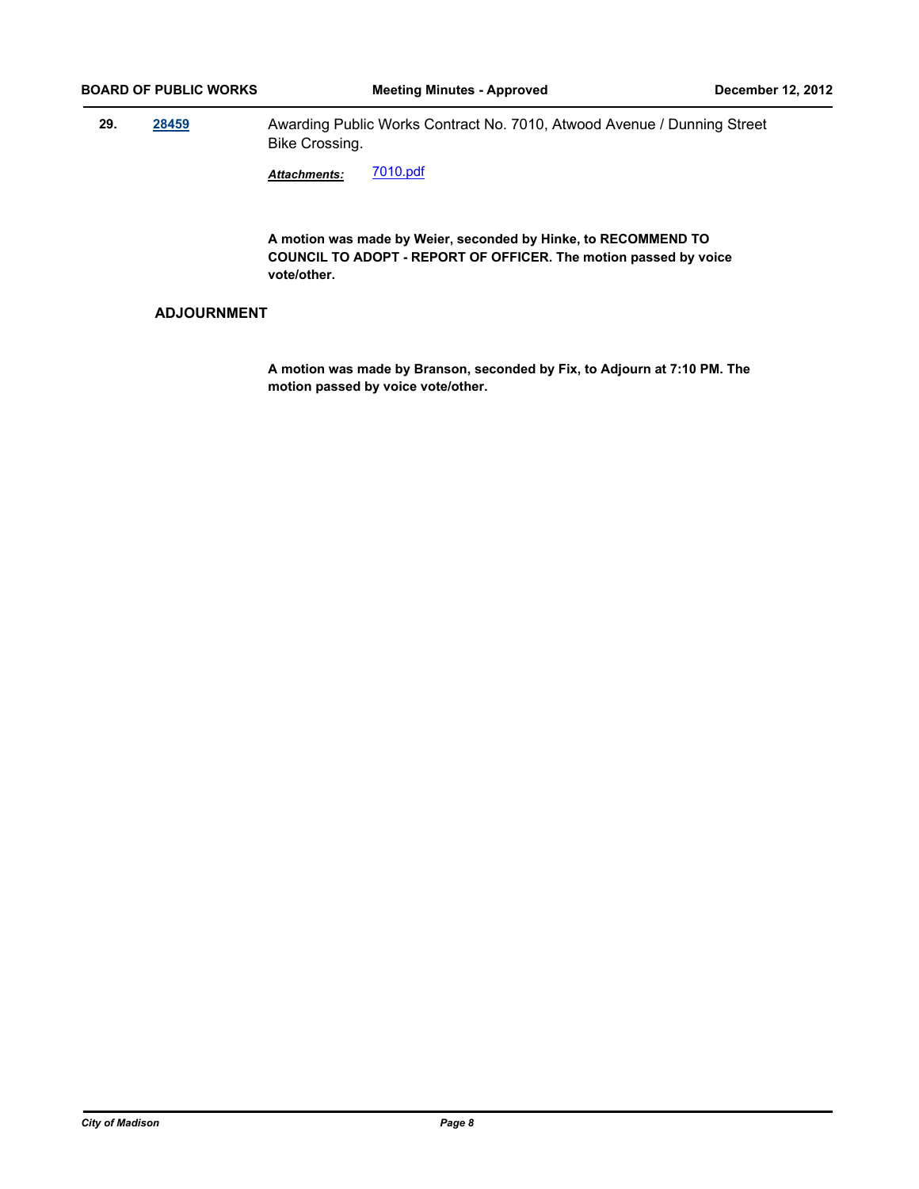**29.** **28459** Awarding Public Works Contract No. 7010, Atwood Avenue / Dunning Street Bike Crossing.

***Attachments:*** 7010.pdf

**A motion was made by Weier, seconded by Hinke, to RECOMMEND TO COUNCIL TO ADOPT - REPORT OF OFFICER. The motion passed by voice vote/other.**

## ADJOURNMENT

**A motion was made by Branson, seconded by Fix, to Adjourn at 7:10 PM. The motion passed by voice vote/other.**